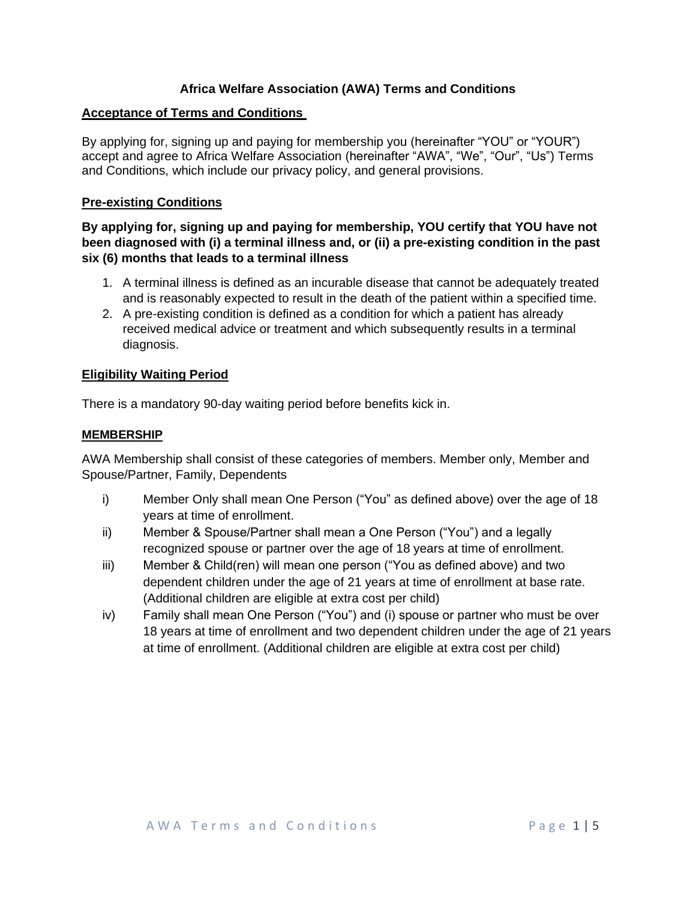# Africa Welfare Association (AWA) Terms and Conditions

## Acceptance of Terms and Conditions

By applying for, signing up and paying for membership you (hereinafter "YOU" or "YOUR") accept and agree to Africa Welfare Association (hereinafter "AWA", "We", "Our", "Us") Terms and Conditions, which include our privacy policy, and general provisions.

## Pre-existing Conditions

**By applying for, signing up and paying for membership, YOU certify that YOU have not been diagnosed with (i) a terminal illness and, or (ii) a pre-existing condition in the past six (6) months that leads to a terminal illness**

1. A terminal illness is defined as an incurable disease that cannot be adequately treated and is reasonably expected to result in the death of the patient within a specified time.
2. A pre-existing condition is defined as a condition for which a patient has already received medical advice or treatment and which subsequently results in a terminal diagnosis.

## Eligibility Waiting Period

There is a mandatory 90-day waiting period before benefits kick in.

## MEMBERSHIP

AWA Membership shall consist of these categories of members. Member only, Member and Spouse/Partner, Family, Dependents

i) Member Only shall mean One Person ("You" as defined above) over the age of 18 years at time of enrollment.

ii) Member & Spouse/Partner shall mean a One Person ("You") and a legally recognized spouse or partner over the age of 18 years at time of enrollment.

iii) Member & Child(ren) will mean one person ("You as defined above) and two dependent children under the age of 21 years at time of enrollment at base rate. (Additional children are eligible at extra cost per child)

iv) Family shall mean One Person ("You") and (i) spouse or partner who must be over 18 years at time of enrollment and two dependent children under the age of 21 years at time of enrollment. (Additional children are eligible at extra cost per child)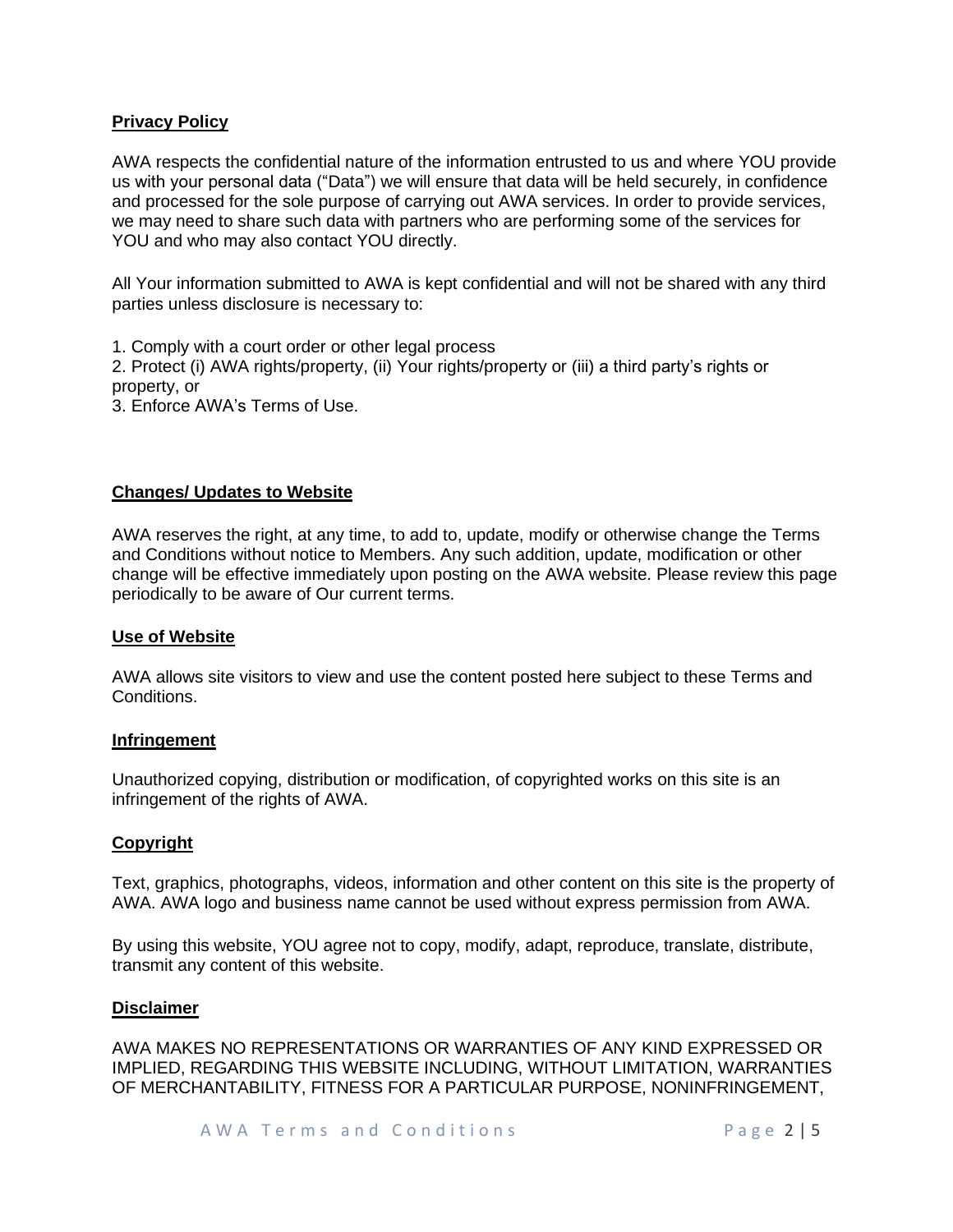**Privacy Policy**

AWA respects the confidential nature of the information entrusted to us and where YOU provide us with your personal data ("Data") we will ensure that data will be held securely, in confidence and processed for the sole purpose of carrying out AWA services. In order to provide services, we may need to share such data with partners who are performing some of the services for YOU and who may also contact YOU directly.

All Your information submitted to AWA is kept confidential and will not be shared with any third parties unless disclosure is necessary to:

1. Comply with a court order or other legal process
2. Protect (i) AWA rights/property, (ii) Your rights/property or (iii) a third party's rights or property, or
3. Enforce AWA's Terms of Use.

**Changes/ Updates to Website**

AWA reserves the right, at any time, to add to, update, modify or otherwise change the Terms and Conditions without notice to Members. Any such addition, update, modification or other change will be effective immediately upon posting on the AWA website. Please review this page periodically to be aware of Our current terms.

**Use of Website**

AWA allows site visitors to view and use the content posted here subject to these Terms and Conditions.

**Infringement**

Unauthorized copying, distribution or modification, of copyrighted works on this site is an infringement of the rights of AWA.

**Copyright**

Text, graphics, photographs, videos, information and other content on this site is the property of AWA. AWA logo and business name cannot be used without express permission from AWA.

By using this website, YOU agree not to copy, modify, adapt, reproduce, translate, distribute, transmit any content of this website.

**Disclaimer**

AWA MAKES NO REPRESENTATIONS OR WARRANTIES OF ANY KIND EXPRESSED OR IMPLIED, REGARDING THIS WEBSITE INCLUDING, WITHOUT LIMITATION, WARRANTIES OF MERCHANTABILITY, FITNESS FOR A PARTICULAR PURPOSE, NONINFRINGEMENT,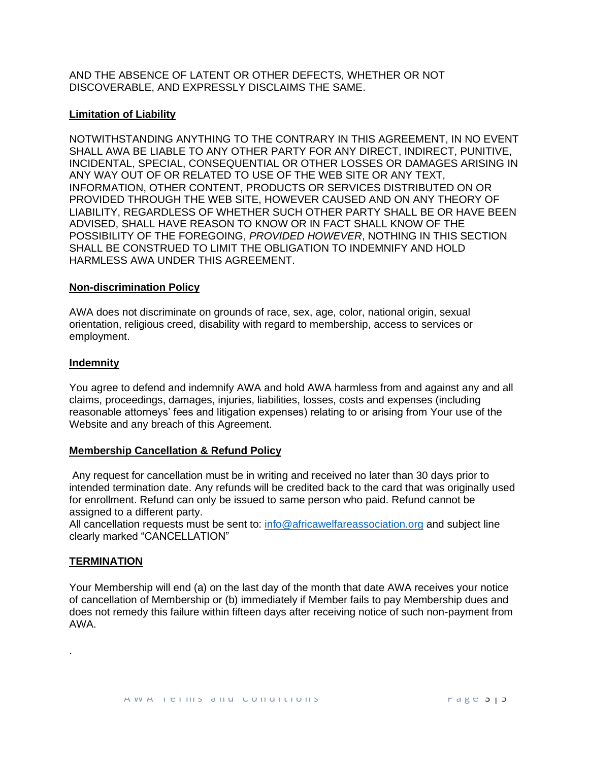AND THE ABSENCE OF LATENT OR OTHER DEFECTS, WHETHER OR NOT DISCOVERABLE, AND EXPRESSLY DISCLAIMS THE SAME.

**Limitation of Liability**

NOTWITHSTANDING ANYTHING TO THE CONTRARY IN THIS AGREEMENT, IN NO EVENT SHALL AWA BE LIABLE TO ANY OTHER PARTY FOR ANY DIRECT, INDIRECT, PUNITIVE, INCIDENTAL, SPECIAL, CONSEQUENTIAL OR OTHER LOSSES OR DAMAGES ARISING IN ANY WAY OUT OF OR RELATED TO USE OF THE WEB SITE OR ANY TEXT, INFORMATION, OTHER CONTENT, PRODUCTS OR SERVICES DISTRIBUTED ON OR PROVIDED THROUGH THE WEB SITE, HOWEVER CAUSED AND ON ANY THEORY OF LIABILITY, REGARDLESS OF WHETHER SUCH OTHER PARTY SHALL BE OR HAVE BEEN ADVISED, SHALL HAVE REASON TO KNOW OR IN FACT SHALL KNOW OF THE POSSIBILITY OF THE FOREGOING, *PROVIDED HOWEVER*, NOTHING IN THIS SECTION SHALL BE CONSTRUED TO LIMIT THE OBLIGATION TO INDEMNIFY AND HOLD HARMLESS AWA UNDER THIS AGREEMENT.

**Non-discrimination Policy**

AWA does not discriminate on grounds of race, sex, age, color, national origin, sexual orientation, religious creed, disability with regard to membership, access to services or employment.

**Indemnity**

You agree to defend and indemnify AWA and hold AWA harmless from and against any and all claims, proceedings, damages, injuries, liabilities, losses, costs and expenses (including reasonable attorneys' fees and litigation expenses) relating to or arising from Your use of the Website and any breach of this Agreement.

**Membership Cancellation & Refund Policy**

Any request for cancellation must be in writing and received no later than 30 days prior to intended termination date. Any refunds will be credited back to the card that was originally used for enrollment. Refund can only be issued to same person who paid. Refund cannot be assigned to a different party.
All cancellation requests must be sent to: info@africawelfareassociation.org and subject line clearly marked "CANCELLATION"

**TERMINATION**

Your Membership will end (a) on the last day of the month that date AWA receives your notice of cancellation of Membership or (b) immediately if Member fails to pay Membership dues and does not remedy this failure within fifteen days after receiving notice of such non-payment from AWA.

.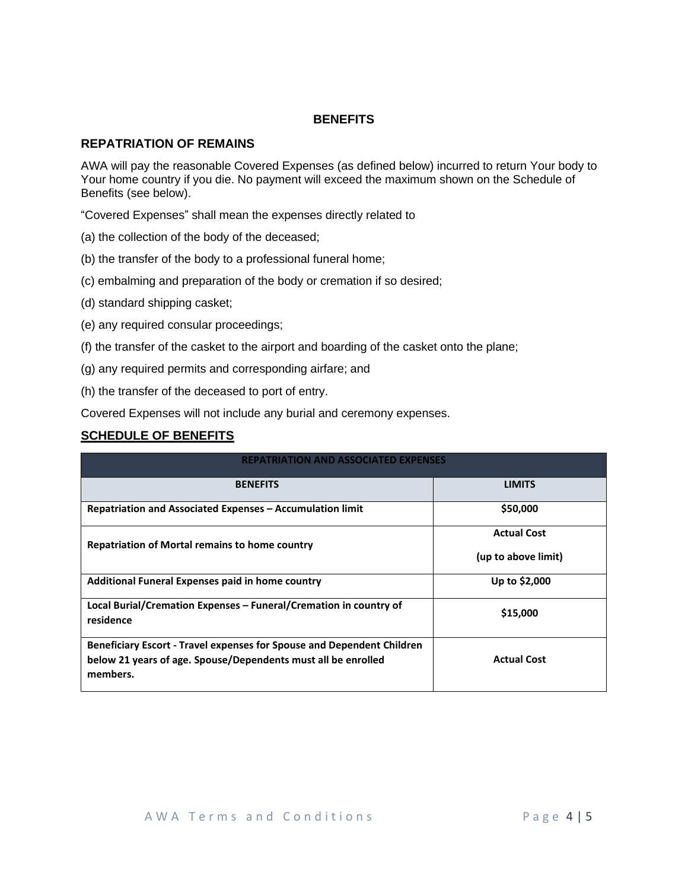# BENEFITS

## REPATRIATION OF REMAINS

AWA will pay the reasonable Covered Expenses (as defined below) incurred to return Your body to Your home country if you die. No payment will exceed the maximum shown on the Schedule of Benefits (see below).

“Covered Expenses” shall mean the expenses directly related to

(a) the collection of the body of the deceased;

(b) the transfer of the body to a professional funeral home;

(c) embalming and preparation of the body or cremation if so desired;

(d) standard shipping casket;

(e) any required consular proceedings;

(f) the transfer of the casket to the airport and boarding of the casket onto the plane;

(g) any required permits and corresponding airfare; and

(h) the transfer of the deceased to port of entry.

Covered Expenses will not include any burial and ceremony expenses.

## SCHEDULE OF BENEFITS

| REPATRIATION AND ASSOCIATED EXPENSES | |
|---|---|
| **BENEFITS** | **LIMITS** |
| **Repatriation and Associated Expenses – Accumulation limit** | **$50,000** |
| **Repatriation of Mortal remains to home country** | **Actual Cost (up to above limit)** |
| **Additional Funeral Expenses paid in home country** | **Up to $2,000** |
| **Local Burial/Cremation Expenses – Funeral/Cremation in country of residence** | **$15,000** |
| **Beneficiary Escort - Travel expenses for Spouse and Dependent Children below 21 years of age. Spouse/Dependents must all be enrolled members.** | **Actual Cost** |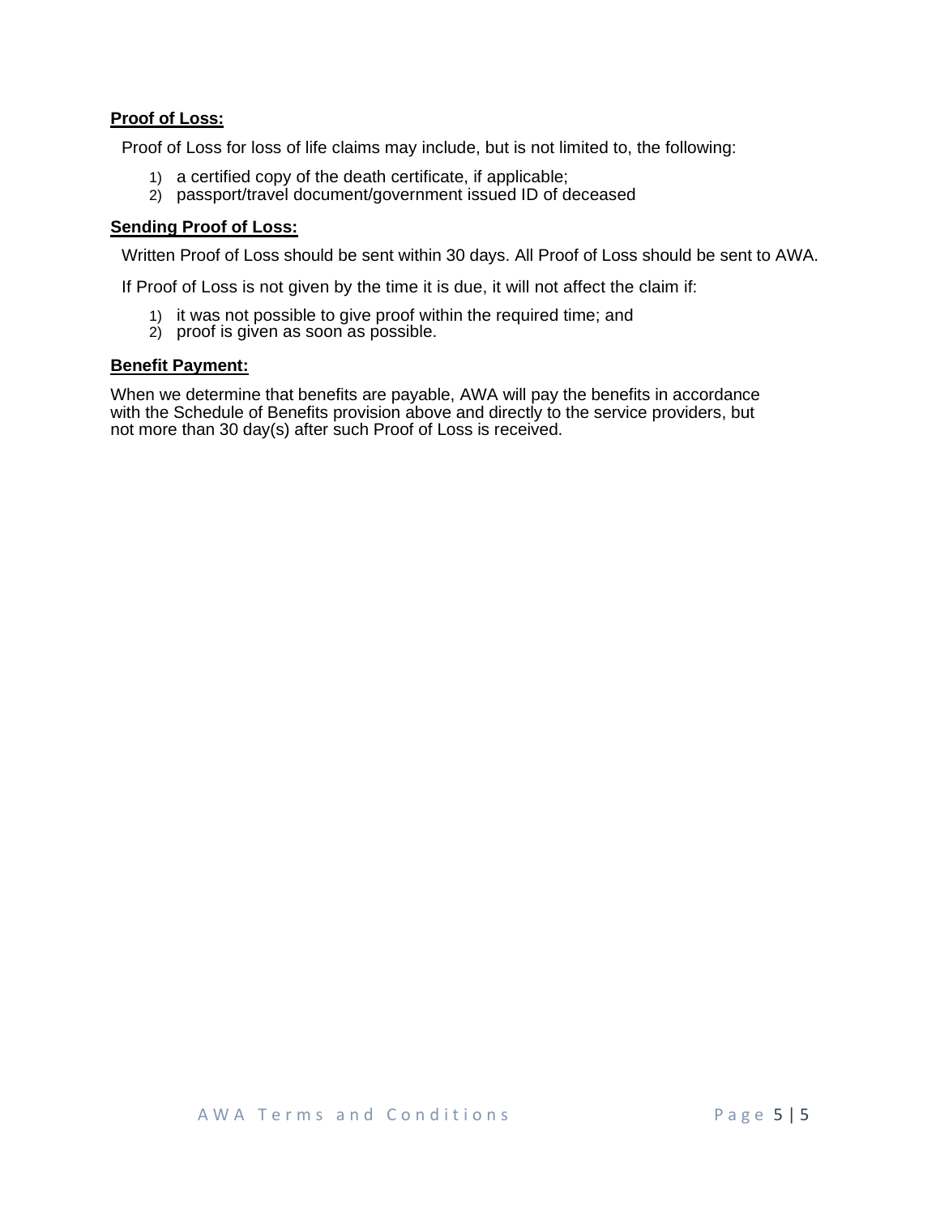**Proof of Loss:**

Proof of Loss for loss of life claims may include, but is not limited to, the following:

1) a certified copy of the death certificate, if applicable;
2) passport/travel document/government issued ID of deceased

**Sending Proof of Loss:**

Written Proof of Loss should be sent within 30 days. All Proof of Loss should be sent to AWA.

If Proof of Loss is not given by the time it is due, it will not affect the claim if:

1) it was not possible to give proof within the required time; and
2) proof is given as soon as possible.

**Benefit Payment:**

When we determine that benefits are payable, AWA will pay the benefits in accordance with the Schedule of Benefits provision above and directly to the service providers, but not more than 30 day(s) after such Proof of Loss is received.